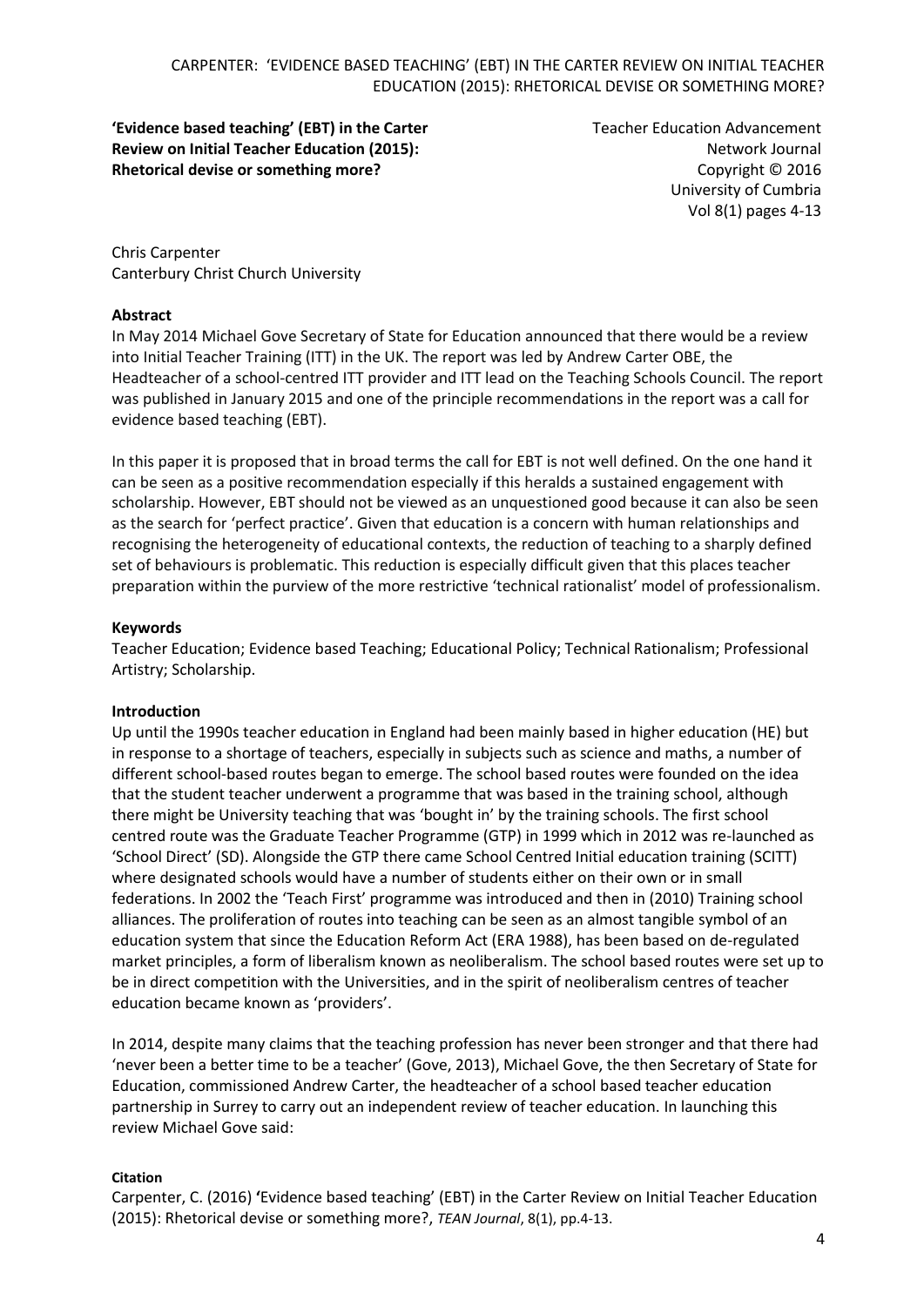**'Evidence based teaching' (EBT) in the Carter Review on Initial Teacher Education (2015): Rhetorical devise or something more?**

Teacher Education Advancement Network Journal
Copyright © 2016
University of Cumbria
Vol 8(1) pages 4-13

Chris Carpenter
Canterbury Christ Church University

**Abstract**

In May 2014 Michael Gove Secretary of State for Education announced that there would be a review into Initial Teacher Training (ITT) in the UK. The report was led by Andrew Carter OBE, the Headteacher of a school-centred ITT provider and ITT lead on the Teaching Schools Council. The report was published in January 2015 and one of the principle recommendations in the report was a call for evidence based teaching (EBT).

In this paper it is proposed that in broad terms the call for EBT is not well defined. On the one hand it can be seen as a positive recommendation especially if this heralds a sustained engagement with scholarship. However, EBT should not be viewed as an unquestioned good because it can also be seen as the search for 'perfect practice'. Given that education is a concern with human relationships and recognising the heterogeneity of educational contexts, the reduction of teaching to a sharply defined set of behaviours is problematic. This reduction is especially difficult given that this places teacher preparation within the purview of the more restrictive 'technical rationalist' model of professionalism.

**Keywords**

Teacher Education; Evidence based Teaching; Educational Policy; Technical Rationalism; Professional Artistry; Scholarship.

**Introduction**

Up until the 1990s teacher education in England had been mainly based in higher education (HE) but in response to a shortage of teachers, especially in subjects such as science and maths, a number of different school-based routes began to emerge. The school based routes were founded on the idea that the student teacher underwent a programme that was based in the training school, although there might be University teaching that was 'bought in' by the training schools. The first school centred route was the Graduate Teacher Programme (GTP) in 1999 which in 2012 was re-launched as 'School Direct' (SD). Alongside the GTP there came School Centred Initial education training (SCITT) where designated schools would have a number of students either on their own or in small federations. In 2002 the 'Teach First' programme was introduced and then in (2010) Training school alliances. The proliferation of routes into teaching can be seen as an almost tangible symbol of an education system that since the Education Reform Act (ERA 1988), has been based on de-regulated market principles, a form of liberalism known as neoliberalism. The school based routes were set up to be in direct competition with the Universities, and in the spirit of neoliberalism centres of teacher education became known as 'providers'.

In 2014, despite many claims that the teaching profession has never been stronger and that there had 'never been a better time to be a teacher' (Gove, 2013), Michael Gove, the then Secretary of State for Education, commissioned Andrew Carter, the headteacher of a school based teacher education partnership in Surrey to carry out an independent review of teacher education. In launching this review Michael Gove said:

**Citation**

Carpenter, C. (2016) **'**Evidence based teaching' (EBT) in the Carter Review on Initial Teacher Education (2015): Rhetorical devise or something more?, *TEAN Journal*, 8(1), pp.4-13.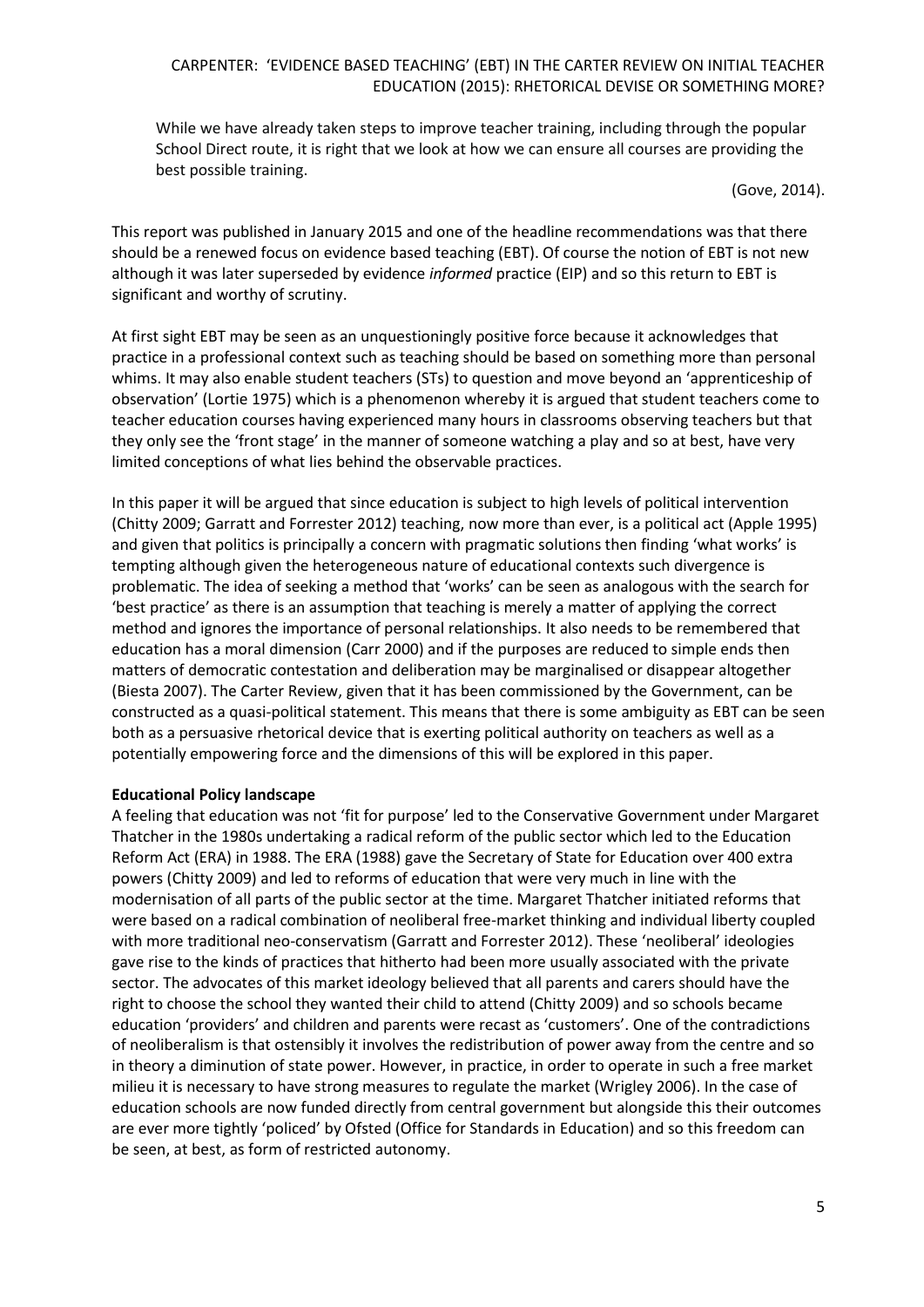While we have already taken steps to improve teacher training, including through the popular School Direct route, it is right that we look at how we can ensure all courses are providing the best possible training.

(Gove, 2014).

This report was published in January 2015 and one of the headline recommendations was that there should be a renewed focus on evidence based teaching (EBT). Of course the notion of EBT is not new although it was later superseded by evidence *informed* practice (EIP) and so this return to EBT is significant and worthy of scrutiny.

At first sight EBT may be seen as an unquestioningly positive force because it acknowledges that practice in a professional context such as teaching should be based on something more than personal whims. It may also enable student teachers (STs) to question and move beyond an 'apprenticeship of observation' (Lortie 1975) which is a phenomenon whereby it is argued that student teachers come to teacher education courses having experienced many hours in classrooms observing teachers but that they only see the 'front stage' in the manner of someone watching a play and so at best, have very limited conceptions of what lies behind the observable practices.

In this paper it will be argued that since education is subject to high levels of political intervention (Chitty 2009; Garratt and Forrester 2012) teaching, now more than ever, is a political act (Apple 1995) and given that politics is principally a concern with pragmatic solutions then finding 'what works' is tempting although given the heterogeneous nature of educational contexts such divergence is problematic. The idea of seeking a method that 'works' can be seen as analogous with the search for 'best practice' as there is an assumption that teaching is merely a matter of applying the correct method and ignores the importance of personal relationships. It also needs to be remembered that education has a moral dimension (Carr 2000) and if the purposes are reduced to simple ends then matters of democratic contestation and deliberation may be marginalised or disappear altogether (Biesta 2007). The Carter Review, given that it has been commissioned by the Government, can be constructed as a quasi-political statement. This means that there is some ambiguity as EBT can be seen both as a persuasive rhetorical device that is exerting political authority on teachers as well as a potentially empowering force and the dimensions of this will be explored in this paper.

**Educational Policy landscape**

A feeling that education was not 'fit for purpose' led to the Conservative Government under Margaret Thatcher in the 1980s undertaking a radical reform of the public sector which led to the Education Reform Act (ERA) in 1988. The ERA (1988) gave the Secretary of State for Education over 400 extra powers (Chitty 2009) and led to reforms of education that were very much in line with the modernisation of all parts of the public sector at the time. Margaret Thatcher initiated reforms that were based on a radical combination of neoliberal free-market thinking and individual liberty coupled with more traditional neo-conservatism (Garratt and Forrester 2012). These 'neoliberal' ideologies gave rise to the kinds of practices that hitherto had been more usually associated with the private sector. The advocates of this market ideology believed that all parents and carers should have the right to choose the school they wanted their child to attend (Chitty 2009) and so schools became education 'providers' and children and parents were recast as 'customers'. One of the contradictions of neoliberalism is that ostensibly it involves the redistribution of power away from the centre and so in theory a diminution of state power. However, in practice, in order to operate in such a free market milieu it is necessary to have strong measures to regulate the market (Wrigley 2006). In the case of education schools are now funded directly from central government but alongside this their outcomes are ever more tightly 'policed' by Ofsted (Office for Standards in Education) and so this freedom can be seen, at best, as form of restricted autonomy.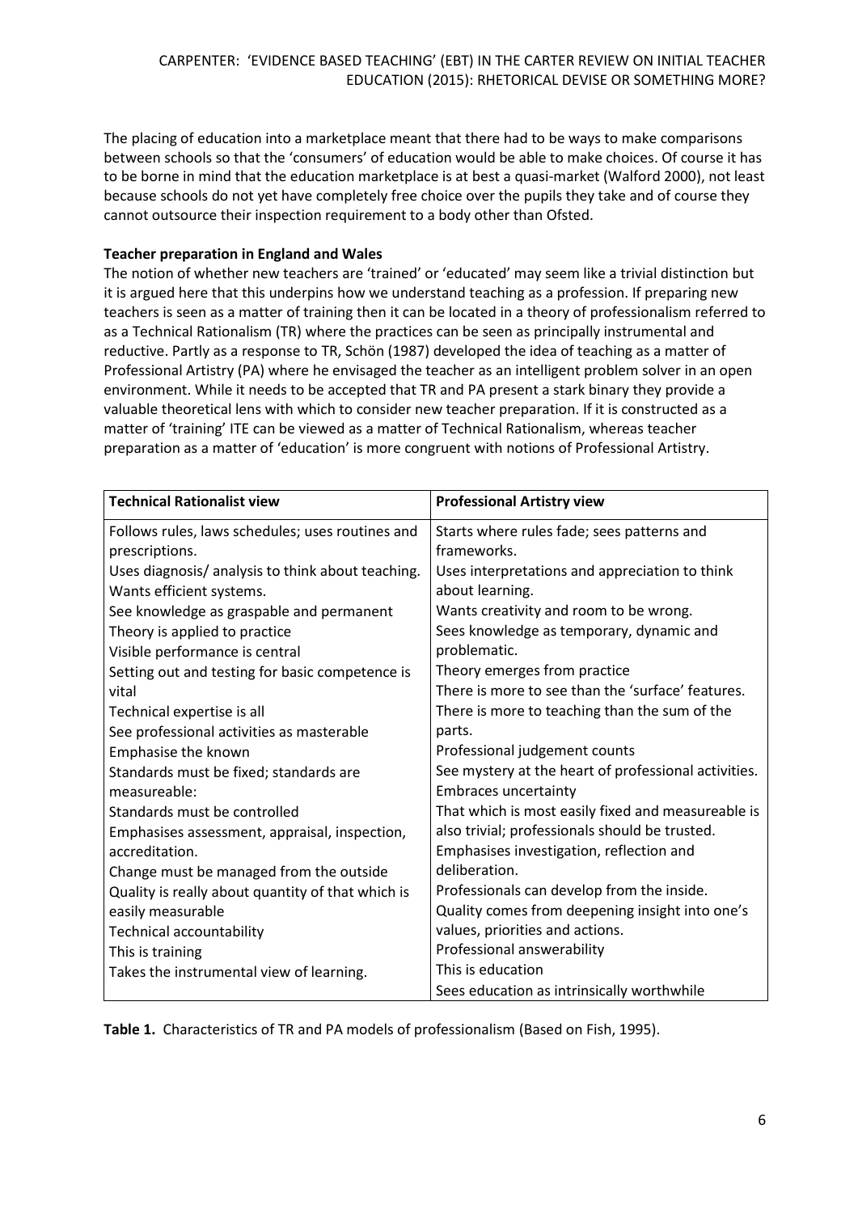The placing of education into a marketplace meant that there had to be ways to make comparisons between schools so that the 'consumers' of education would be able to make choices. Of course it has to be borne in mind that the education marketplace is at best a quasi-market (Walford 2000), not least because schools do not yet have completely free choice over the pupils they take and of course they cannot outsource their inspection requirement to a body other than Ofsted.

**Teacher preparation in England and Wales**

The notion of whether new teachers are 'trained' or 'educated' may seem like a trivial distinction but it is argued here that this underpins how we understand teaching as a profession. If preparing new teachers is seen as a matter of training then it can be located in a theory of professionalism referred to as a Technical Rationalism (TR) where the practices can be seen as principally instrumental and reductive. Partly as a response to TR, Schön (1987) developed the idea of teaching as a matter of Professional Artistry (PA) where he envisaged the teacher as an intelligent problem solver in an open environment. While it needs to be accepted that TR and PA present a stark binary they provide a valuable theoretical lens with which to consider new teacher preparation. If it is constructed as a matter of 'training' ITE can be viewed as a matter of Technical Rationalism, whereas teacher preparation as a matter of 'education' is more congruent with notions of Professional Artistry.

| **Technical Rationalist view** | **Professional Artistry view** |
|---|---|
| Follows rules, laws schedules; uses routines and prescriptions. | Starts where rules fade; sees patterns and frameworks. |
| Uses diagnosis/ analysis to think about teaching. | Uses interpretations and appreciation to think about learning. |
| Wants efficient systems. | Wants creativity and room to be wrong. |
| See knowledge as graspable and permanent | Sees knowledge as temporary, dynamic and problematic. |
| Theory is applied to practice | Theory emerges from practice |
| Visible performance is central | There is more to see than the 'surface' features. |
| Setting out and testing for basic competence is vital | There is more to teaching than the sum of the parts. |
| Technical expertise is all | Professional judgement counts |
| See professional activities as masterable | See mystery at the heart of professional activities. |
| Emphasise the known | Embraces uncertainty |
| Standards must be fixed; standards are measureable: | That which is most easily fixed and measureable is also trivial; professionals should be trusted. |
| Standards must be controlled | Emphasises investigation, reflection and deliberation. |
| Emphasises assessment, appraisal, inspection, accreditation. | Professionals can develop from the inside. |
| Change must be managed from the outside | Quality comes from deepening insight into one's values, priorities and actions. |
| Quality is really about quantity of that which is easily measurable | Professional answerability |
| Technical accountability | This is education |
| This is training | Sees education as intrinsically worthwhile |
| Takes the instrumental view of learning. | |

**Table 1.** Characteristics of TR and PA models of professionalism (Based on Fish, 1995).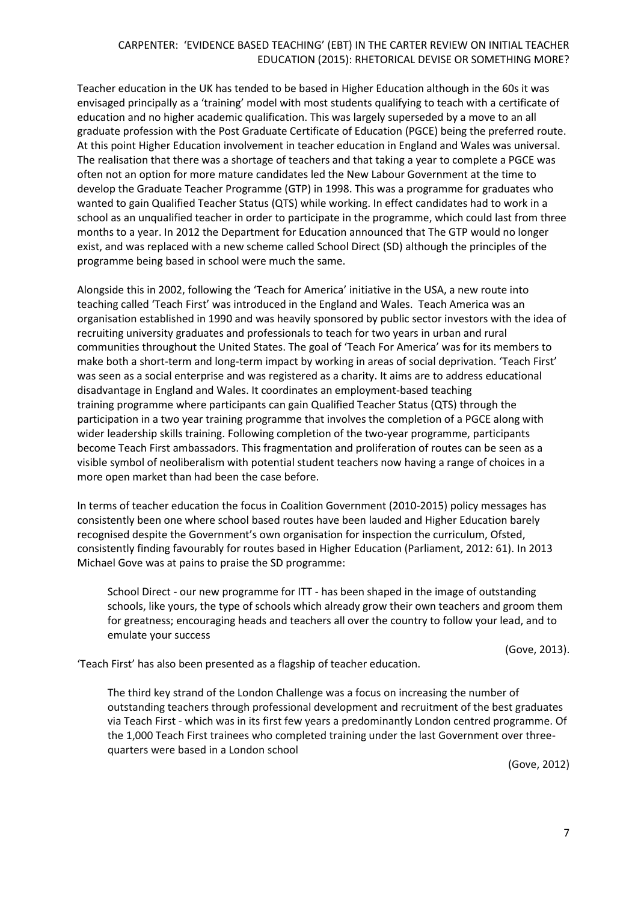Teacher education in the UK has tended to be based in Higher Education although in the 60s it was envisaged principally as a 'training' model with most students qualifying to teach with a certificate of education and no higher academic qualification. This was largely superseded by a move to an all graduate profession with the Post Graduate Certificate of Education (PGCE) being the preferred route. At this point Higher Education involvement in teacher education in England and Wales was universal. The realisation that there was a shortage of teachers and that taking a year to complete a PGCE was often not an option for more mature candidates led the New Labour Government at the time to develop the Graduate Teacher Programme (GTP) in 1998. This was a programme for graduates who wanted to gain Qualified Teacher Status (QTS) while working. In effect candidates had to work in a school as an unqualified teacher in order to participate in the programme, which could last from three months to a year. In 2012 the Department for Education announced that The GTP would no longer exist, and was replaced with a new scheme called School Direct (SD) although the principles of the programme being based in school were much the same.

Alongside this in 2002, following the 'Teach for America' initiative in the USA, a new route into teaching called 'Teach First' was introduced in the England and Wales. Teach America was an organisation established in 1990 and was heavily sponsored by public sector investors with the idea of recruiting university graduates and professionals to teach for two years in urban and rural communities throughout the United States. The goal of 'Teach For America' was for its members to make both a short-term and long-term impact by working in areas of social deprivation. 'Teach First' was seen as a social enterprise and was registered as a charity. It aims are to address educational disadvantage in England and Wales. It coordinates an employment-based teaching training programme where participants can gain Qualified Teacher Status (QTS) through the participation in a two year training programme that involves the completion of a PGCE along with wider leadership skills training. Following completion of the two-year programme, participants become Teach First ambassadors. This fragmentation and proliferation of routes can be seen as a visible symbol of neoliberalism with potential student teachers now having a range of choices in a more open market than had been the case before.

In terms of teacher education the focus in Coalition Government (2010-2015) policy messages has consistently been one where school based routes have been lauded and Higher Education barely recognised despite the Government's own organisation for inspection the curriculum, Ofsted, consistently finding favourably for routes based in Higher Education (Parliament, 2012: 61). In 2013 Michael Gove was at pains to praise the SD programme:

> School Direct - our new programme for ITT - has been shaped in the image of outstanding schools, like yours, the type of schools which already grow their own teachers and groom them for greatness; encouraging heads and teachers all over the country to follow your lead, and to emulate your success
>
> (Gove, 2013).

'Teach First' has also been presented as a flagship of teacher education.

> The third key strand of the London Challenge was a focus on increasing the number of outstanding teachers through professional development and recruitment of the best graduates via Teach First - which was in its first few years a predominantly London centred programme. Of the 1,000 Teach First trainees who completed training under the last Government over three-quarters were based in a London school
>
> (Gove, 2012)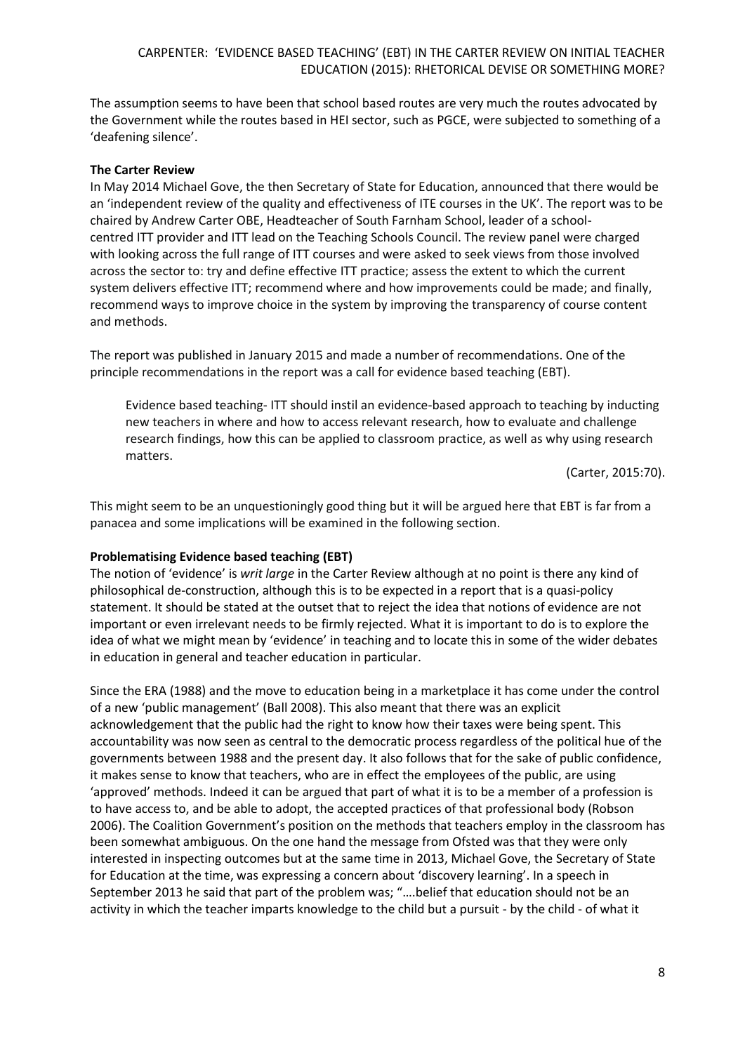The assumption seems to have been that school based routes are very much the routes advocated by the Government while the routes based in HEI sector, such as PGCE, were subjected to something of a 'deafening silence'.

**The Carter Review**

In May 2014 Michael Gove, the then Secretary of State for Education, announced that there would be an 'independent review of the quality and effectiveness of ITE courses in the UK'. The report was to be chaired by Andrew Carter OBE, Headteacher of South Farnham School, leader of a school-centred ITT provider and ITT lead on the Teaching Schools Council. The review panel were charged with looking across the full range of ITT courses and were asked to seek views from those involved across the sector to: try and define effective ITT practice; assess the extent to which the current system delivers effective ITT; recommend where and how improvements could be made; and finally, recommend ways to improve choice in the system by improving the transparency of course content and methods.

The report was published in January 2015 and made a number of recommendations. One of the principle recommendations in the report was a call for evidence based teaching (EBT).

> Evidence based teaching- ITT should instil an evidence-based approach to teaching by inducting new teachers in where and how to access relevant research, how to evaluate and challenge research findings, how this can be applied to classroom practice, as well as why using research matters.
>
> (Carter, 2015:70).

This might seem to be an unquestioningly good thing but it will be argued here that EBT is far from a panacea and some implications will be examined in the following section.

**Problematising Evidence based teaching (EBT)**

The notion of 'evidence' is *writ large* in the Carter Review although at no point is there any kind of philosophical de-construction, although this is to be expected in a report that is a quasi-policy statement. It should be stated at the outset that to reject the idea that notions of evidence are not important or even irrelevant needs to be firmly rejected. What it is important to do is to explore the idea of what we might mean by 'evidence' in teaching and to locate this in some of the wider debates in education in general and teacher education in particular.

Since the ERA (1988) and the move to education being in a marketplace it has come under the control of a new 'public management' (Ball 2008). This also meant that there was an explicit acknowledgement that the public had the right to know how their taxes were being spent. This accountability was now seen as central to the democratic process regardless of the political hue of the governments between 1988 and the present day. It also follows that for the sake of public confidence, it makes sense to know that teachers, who are in effect the employees of the public, are using 'approved' methods. Indeed it can be argued that part of what it is to be a member of a profession is to have access to, and be able to adopt, the accepted practices of that professional body (Robson 2006). The Coalition Government's position on the methods that teachers employ in the classroom has been somewhat ambiguous. On the one hand the message from Ofsted was that they were only interested in inspecting outcomes but at the same time in 2013, Michael Gove, the Secretary of State for Education at the time, was expressing a concern about 'discovery learning'. In a speech in September 2013 he said that part of the problem was; "….belief that education should not be an activity in which the teacher imparts knowledge to the child but a pursuit - by the child - of what it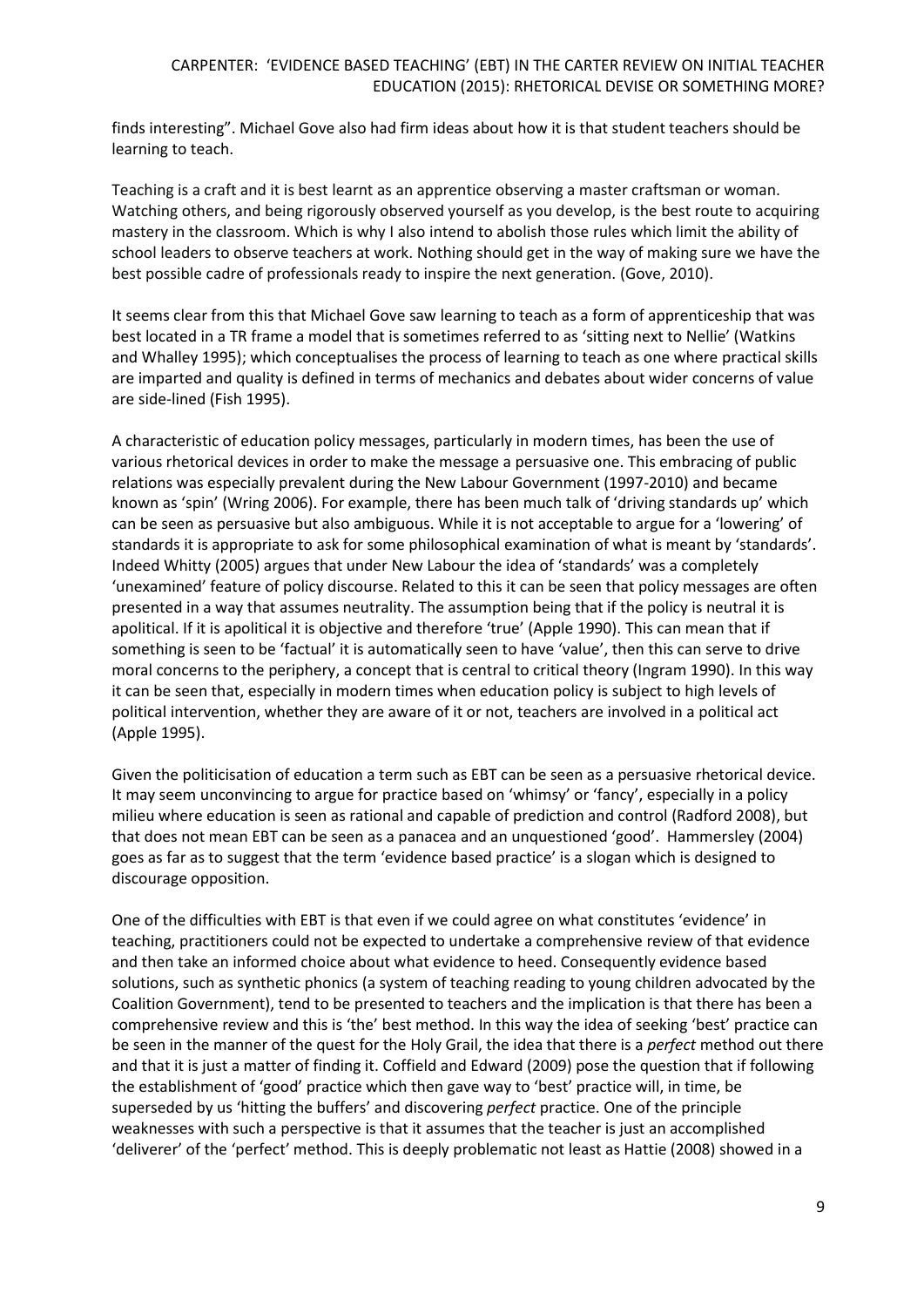finds interesting". Michael Gove also had firm ideas about how it is that student teachers should be learning to teach.

Teaching is a craft and it is best learnt as an apprentice observing a master craftsman or woman. Watching others, and being rigorously observed yourself as you develop, is the best route to acquiring mastery in the classroom. Which is why I also intend to abolish those rules which limit the ability of school leaders to observe teachers at work. Nothing should get in the way of making sure we have the best possible cadre of professionals ready to inspire the next generation. (Gove, 2010).

It seems clear from this that Michael Gove saw learning to teach as a form of apprenticeship that was best located in a TR frame a model that is sometimes referred to as 'sitting next to Nellie' (Watkins and Whalley 1995); which conceptualises the process of learning to teach as one where practical skills are imparted and quality is defined in terms of mechanics and debates about wider concerns of value are side-lined (Fish 1995).

A characteristic of education policy messages, particularly in modern times, has been the use of various rhetorical devices in order to make the message a persuasive one. This embracing of public relations was especially prevalent during the New Labour Government (1997-2010) and became known as 'spin' (Wring 2006). For example, there has been much talk of 'driving standards up' which can be seen as persuasive but also ambiguous. While it is not acceptable to argue for a 'lowering' of standards it is appropriate to ask for some philosophical examination of what is meant by 'standards'. Indeed Whitty (2005) argues that under New Labour the idea of 'standards' was a completely 'unexamined' feature of policy discourse. Related to this it can be seen that policy messages are often presented in a way that assumes neutrality. The assumption being that if the policy is neutral it is apolitical. If it is apolitical it is objective and therefore 'true' (Apple 1990). This can mean that if something is seen to be 'factual' it is automatically seen to have 'value', then this can serve to drive moral concerns to the periphery, a concept that is central to critical theory (Ingram 1990). In this way it can be seen that, especially in modern times when education policy is subject to high levels of political intervention, whether they are aware of it or not, teachers are involved in a political act (Apple 1995).

Given the politicisation of education a term such as EBT can be seen as a persuasive rhetorical device. It may seem unconvincing to argue for practice based on 'whimsy' or 'fancy', especially in a policy milieu where education is seen as rational and capable of prediction and control (Radford 2008), but that does not mean EBT can be seen as a panacea and an unquestioned 'good'. Hammersley (2004) goes as far as to suggest that the term 'evidence based practice' is a slogan which is designed to discourage opposition.

One of the difficulties with EBT is that even if we could agree on what constitutes 'evidence' in teaching, practitioners could not be expected to undertake a comprehensive review of that evidence and then take an informed choice about what evidence to heed. Consequently evidence based solutions, such as synthetic phonics (a system of teaching reading to young children advocated by the Coalition Government), tend to be presented to teachers and the implication is that there has been a comprehensive review and this is 'the' best method. In this way the idea of seeking 'best' practice can be seen in the manner of the quest for the Holy Grail, the idea that there is a *perfect* method out there and that it is just a matter of finding it. Coffield and Edward (2009) pose the question that if following the establishment of 'good' practice which then gave way to 'best' practice will, in time, be superseded by us 'hitting the buffers' and discovering *perfect* practice. One of the principle weaknesses with such a perspective is that it assumes that the teacher is just an accomplished 'deliverer' of the 'perfect' method. This is deeply problematic not least as Hattie (2008) showed in a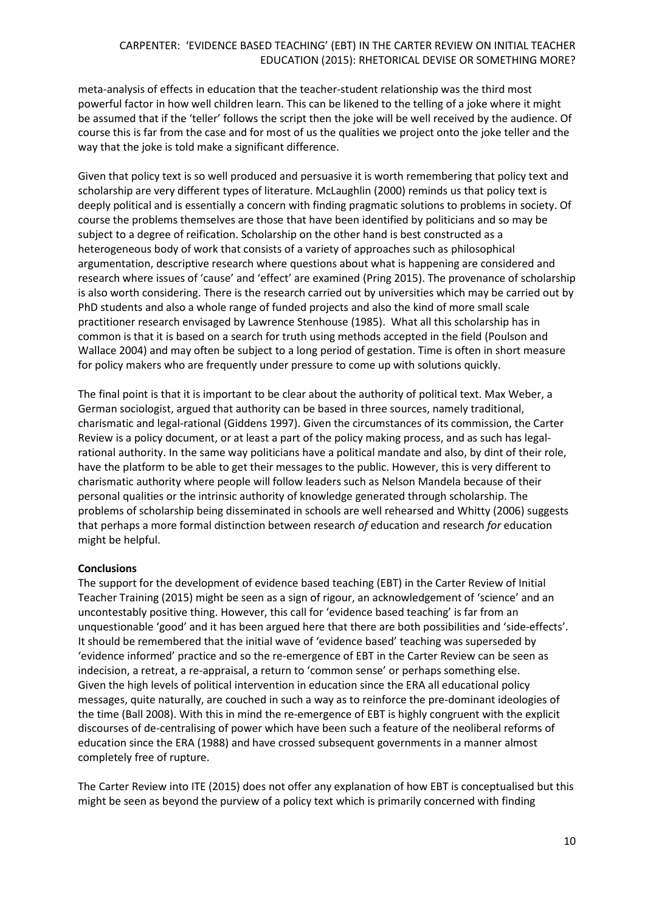meta-analysis of effects in education that the teacher-student relationship was the third most powerful factor in how well children learn. This can be likened to the telling of a joke where it might be assumed that if the 'teller' follows the script then the joke will be well received by the audience. Of course this is far from the case and for most of us the qualities we project onto the joke teller and the way that the joke is told make a significant difference.

Given that policy text is so well produced and persuasive it is worth remembering that policy text and scholarship are very different types of literature. McLaughlin (2000) reminds us that policy text is deeply political and is essentially a concern with finding pragmatic solutions to problems in society. Of course the problems themselves are those that have been identified by politicians and so may be subject to a degree of reification. Scholarship on the other hand is best constructed as a heterogeneous body of work that consists of a variety of approaches such as philosophical argumentation, descriptive research where questions about what is happening are considered and research where issues of 'cause' and 'effect' are examined (Pring 2015). The provenance of scholarship is also worth considering. There is the research carried out by universities which may be carried out by PhD students and also a whole range of funded projects and also the kind of more small scale practitioner research envisaged by Lawrence Stenhouse (1985). What all this scholarship has in common is that it is based on a search for truth using methods accepted in the field (Poulson and Wallace 2004) and may often be subject to a long period of gestation. Time is often in short measure for policy makers who are frequently under pressure to come up with solutions quickly.

The final point is that it is important to be clear about the authority of political text. Max Weber, a German sociologist, argued that authority can be based in three sources, namely traditional, charismatic and legal-rational (Giddens 1997). Given the circumstances of its commission, the Carter Review is a policy document, or at least a part of the policy making process, and as such has legal-rational authority. In the same way politicians have a political mandate and also, by dint of their role, have the platform to be able to get their messages to the public. However, this is very different to charismatic authority where people will follow leaders such as Nelson Mandela because of their personal qualities or the intrinsic authority of knowledge generated through scholarship. The problems of scholarship being disseminated in schools are well rehearsed and Whitty (2006) suggests that perhaps a more formal distinction between research *of* education and research *for* education might be helpful.

**Conclusions**

The support for the development of evidence based teaching (EBT) in the Carter Review of Initial Teacher Training (2015) might be seen as a sign of rigour, an acknowledgement of 'science' and an uncontestably positive thing. However, this call for 'evidence based teaching' is far from an unquestionable 'good' and it has been argued here that there are both possibilities and 'side-effects'. It should be remembered that the initial wave of 'evidence based' teaching was superseded by 'evidence informed' practice and so the re-emergence of EBT in the Carter Review can be seen as indecision, a retreat, a re-appraisal, a return to 'common sense' or perhaps something else. Given the high levels of political intervention in education since the ERA all educational policy messages, quite naturally, are couched in such a way as to reinforce the pre-dominant ideologies of the time (Ball 2008). With this in mind the re-emergence of EBT is highly congruent with the explicit discourses of de-centralising of power which have been such a feature of the neoliberal reforms of education since the ERA (1988) and have crossed subsequent governments in a manner almost completely free of rupture.

The Carter Review into ITE (2015) does not offer any explanation of how EBT is conceptualised but this might be seen as beyond the purview of a policy text which is primarily concerned with finding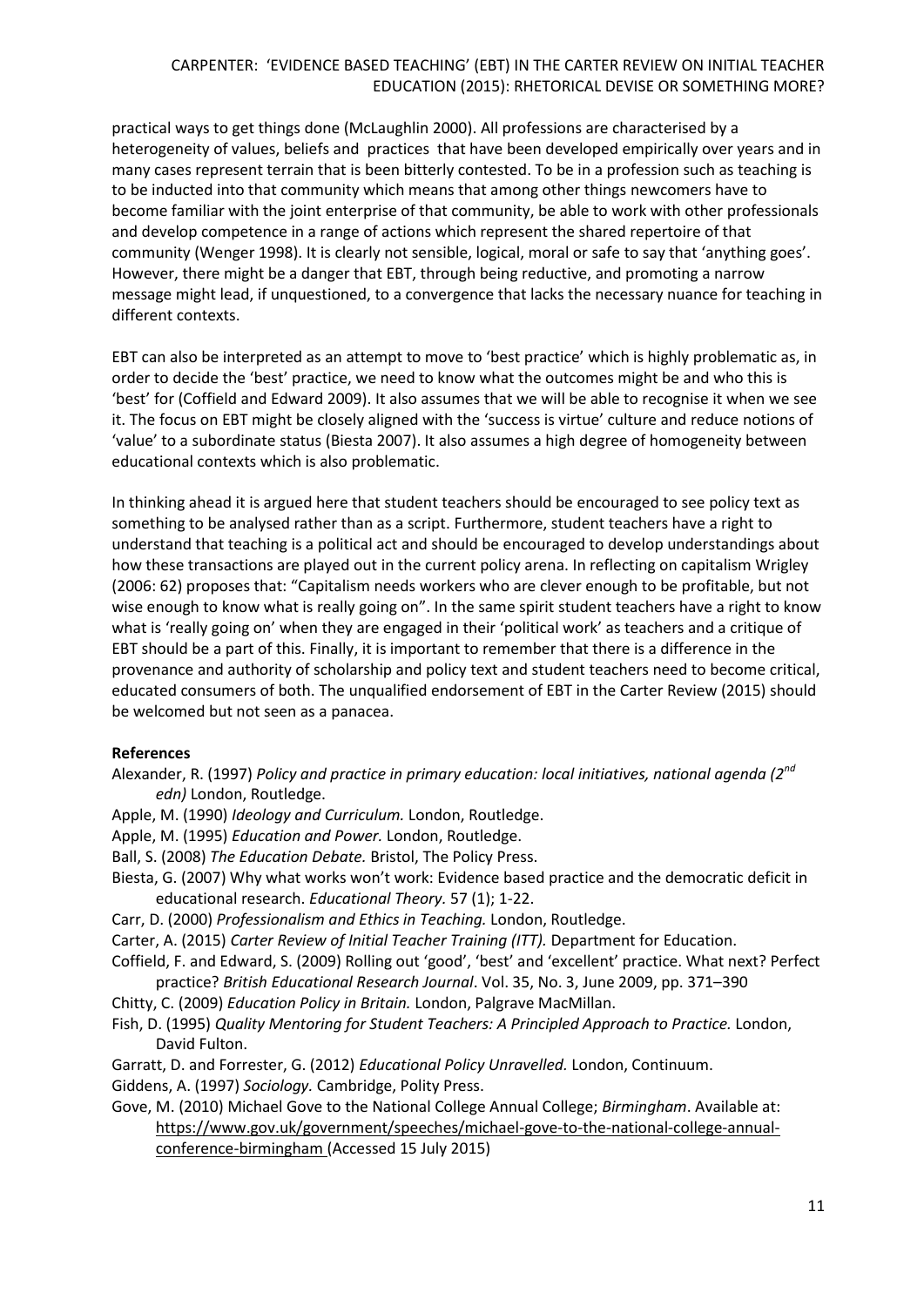practical ways to get things done (McLaughlin 2000). All professions are characterised by a heterogeneity of values, beliefs and practices that have been developed empirically over years and in many cases represent terrain that is been bitterly contested. To be in a profession such as teaching is to be inducted into that community which means that among other things newcomers have to become familiar with the joint enterprise of that community, be able to work with other professionals and develop competence in a range of actions which represent the shared repertoire of that community (Wenger 1998). It is clearly not sensible, logical, moral or safe to say that 'anything goes'. However, there might be a danger that EBT, through being reductive, and promoting a narrow message might lead, if unquestioned, to a convergence that lacks the necessary nuance for teaching in different contexts.

EBT can also be interpreted as an attempt to move to 'best practice' which is highly problematic as, in order to decide the 'best' practice, we need to know what the outcomes might be and who this is 'best' for (Coffield and Edward 2009). It also assumes that we will be able to recognise it when we see it. The focus on EBT might be closely aligned with the 'success is virtue' culture and reduce notions of 'value' to a subordinate status (Biesta 2007). It also assumes a high degree of homogeneity between educational contexts which is also problematic.

In thinking ahead it is argued here that student teachers should be encouraged to see policy text as something to be analysed rather than as a script. Furthermore, student teachers have a right to understand that teaching is a political act and should be encouraged to develop understandings about how these transactions are played out in the current policy arena. In reflecting on capitalism Wrigley (2006: 62) proposes that: "Capitalism needs workers who are clever enough to be profitable, but not wise enough to know what is really going on". In the same spirit student teachers have a right to know what is 'really going on' when they are engaged in their 'political work' as teachers and a critique of EBT should be a part of this. Finally, it is important to remember that there is a difference in the provenance and authority of scholarship and policy text and student teachers need to become critical, educated consumers of both. The unqualified endorsement of EBT in the Carter Review (2015) should be welcomed but not seen as a panacea.

**References**

Alexander, R. (1997) *Policy and practice in primary education: local initiatives, national agenda (2nd edn)* London, Routledge.

Apple, M. (1990) *Ideology and Curriculum.* London, Routledge.

Apple, M. (1995) *Education and Power.* London, Routledge.

Ball, S. (2008) *The Education Debate.* Bristol, The Policy Press.

Biesta, G. (2007) Why what works won't work: Evidence based practice and the democratic deficit in educational research. *Educational Theory.* 57 (1); 1-22.

Carr, D. (2000) *Professionalism and Ethics in Teaching.* London, Routledge.

Carter, A. (2015) *Carter Review of Initial Teacher Training (ITT).* Department for Education.

Coffield, F. and Edward, S. (2009) Rolling out 'good', 'best' and 'excellent' practice. What next? Perfect practice? *British Educational Research Journal*. Vol. 35, No. 3, June 2009, pp. 371–390

Chitty, C. (2009) *Education Policy in Britain.* London, Palgrave MacMillan.

Fish, D. (1995) *Quality Mentoring for Student Teachers: A Principled Approach to Practice.* London, David Fulton.

Garratt, D. and Forrester, G. (2012) *Educational Policy Unravelled.* London, Continuum.

Giddens, A. (1997) *Sociology.* Cambridge, Polity Press.

Gove, M. (2010) Michael Gove to the National College Annual College; *Birmingham*. Available at: https://www.gov.uk/government/speeches/michael-gove-to-the-national-college-annual-conference-birmingham (Accessed 15 July 2015)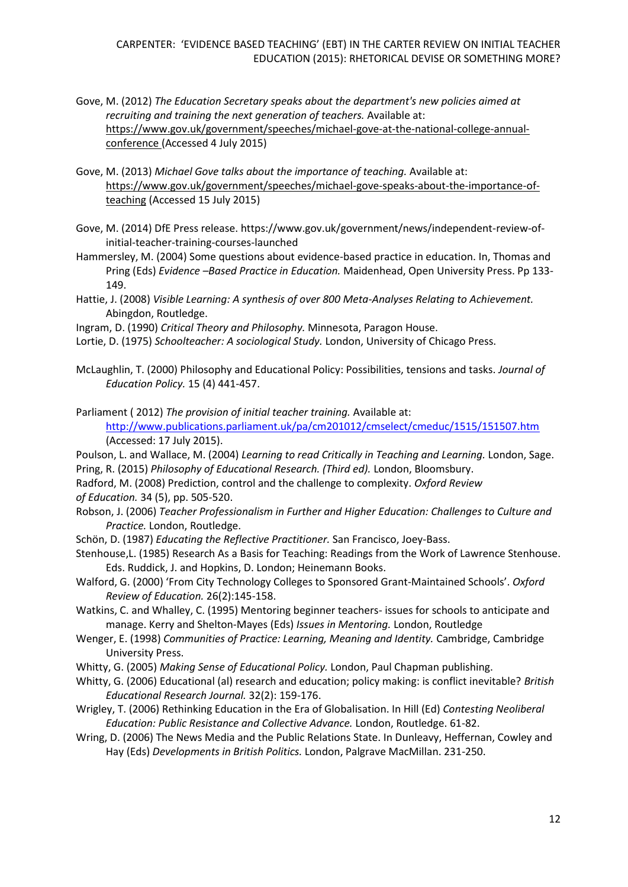Gove, M. (2012) *The Education Secretary speaks about the department's new policies aimed at recruiting and training the next generation of teachers.* Available at: https://www.gov.uk/government/speeches/michael-gove-at-the-national-college-annual-conference (Accessed 4 July 2015)

Gove, M. (2013) *Michael Gove talks about the importance of teaching.* Available at: https://www.gov.uk/government/speeches/michael-gove-speaks-about-the-importance-of-teaching (Accessed 15 July 2015)

Gove, M. (2014) DfE Press release. https://www.gov.uk/government/news/independent-review-of-initial-teacher-training-courses-launched

Hammersley, M. (2004) Some questions about evidence-based practice in education. In, Thomas and Pring (Eds) *Evidence –Based Practice in Education.* Maidenhead, Open University Press. Pp 133-149.

Hattie, J. (2008) *Visible Learning: A synthesis of over 800 Meta-Analyses Relating to Achievement.* Abingdon, Routledge.

Ingram, D. (1990) *Critical Theory and Philosophy.* Minnesota, Paragon House.

Lortie, D. (1975) *Schoolteacher: A sociological Study.* London, University of Chicago Press.

McLaughlin, T. (2000) Philosophy and Educational Policy: Possibilities, tensions and tasks. *Journal of Education Policy.* 15 (4) 441-457.

Parliament ( 2012) *The provision of initial teacher training.* Available at: http://www.publications.parliament.uk/pa/cm201012/cmselect/cmeduc/1515/151507.htm (Accessed: 17 July 2015).

Poulson, L. and Wallace, M. (2004) *Learning to read Critically in Teaching and Learning.* London, Sage.

Pring, R. (2015) *Philosophy of Educational Research. (Third ed).* London, Bloomsbury.

Radford, M. (2008) Prediction, control and the challenge to complexity. *Oxford Review of Education.* 34 (5), pp. 505-520.

Robson, J. (2006) *Teacher Professionalism in Further and Higher Education: Challenges to Culture and Practice.* London, Routledge.

Schön, D. (1987) *Educating the Reflective Practitioner.* San Francisco, Joey-Bass.

Stenhouse,L. (1985) Research As a Basis for Teaching: Readings from the Work of Lawrence Stenhouse. Eds. Ruddick, J. and Hopkins, D. London; Heinemann Books.

Walford, G. (2000) 'From City Technology Colleges to Sponsored Grant-Maintained Schools'. *Oxford Review of Education.* 26(2):145-158.

Watkins, C. and Whalley, C. (1995) Mentoring beginner teachers- issues for schools to anticipate and manage. Kerry and Shelton-Mayes (Eds) *Issues in Mentoring.* London, Routledge

Wenger, E. (1998) *Communities of Practice: Learning, Meaning and Identity.* Cambridge, Cambridge University Press.

Whitty, G. (2005) *Making Sense of Educational Policy.* London, Paul Chapman publishing.

Whitty, G. (2006) Educational (al) research and education; policy making: is conflict inevitable? *British Educational Research Journal.* 32(2): 159-176.

Wrigley, T. (2006) Rethinking Education in the Era of Globalisation. In Hill (Ed) *Contesting Neoliberal Education: Public Resistance and Collective Advance.* London, Routledge. 61-82.

Wring, D. (2006) The News Media and the Public Relations State. In Dunleavy, Heffernan, Cowley and Hay (Eds) *Developments in British Politics.* London, Palgrave MacMillan. 231-250.